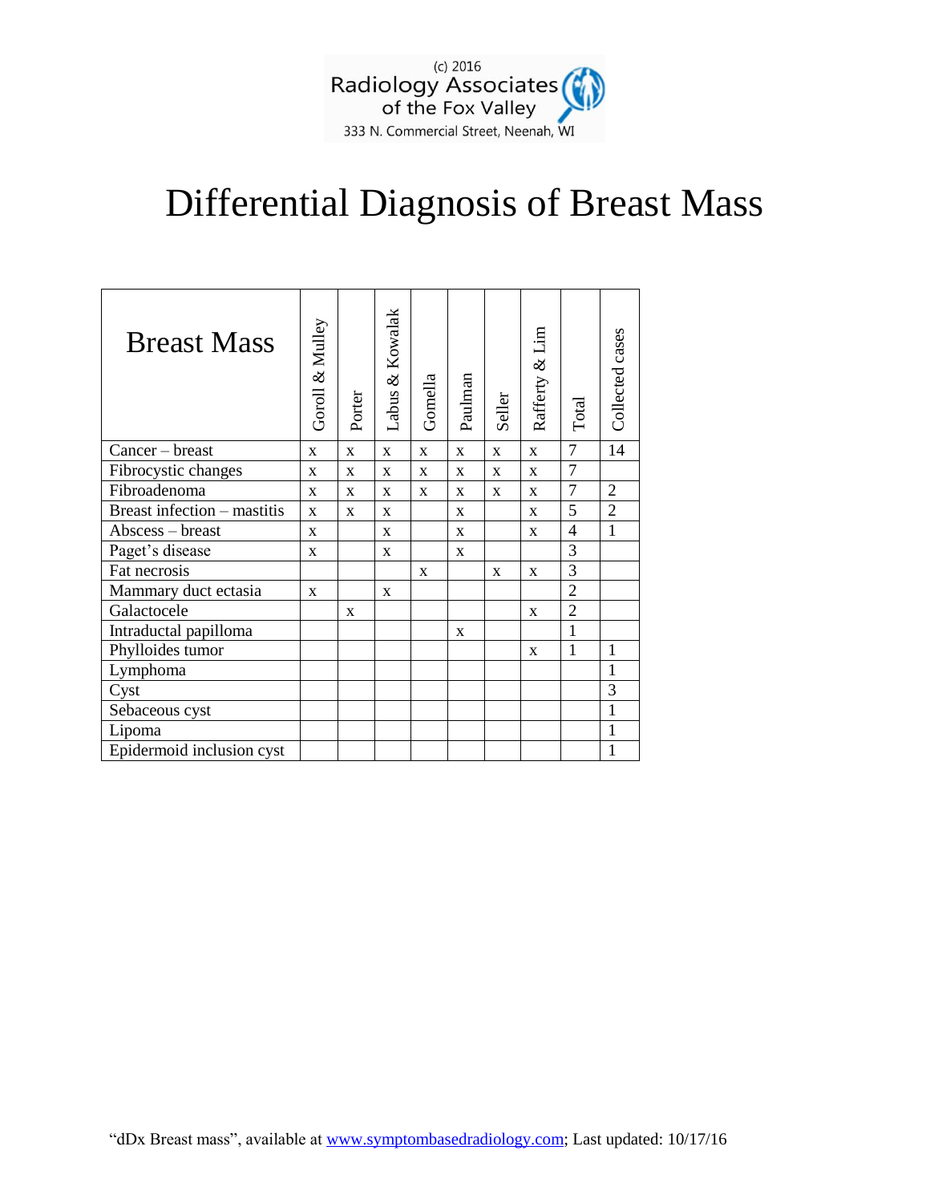(c) 2016
Radiology Associates of the Fox Valley
333 N. Commercial Street, Neenah, WI

# Differential Diagnosis of Breast Mass

| Breast Mass | Goroll & Mulley | Porter | Labus & Kowalak | Gomella | Paulman | Seller | Rafferty & Lim | Total | Collected cases |
|---|---|---|---|---|---|---|---|---|---|
| Cancer – breast | x | x | x | x | x | x | x | 7 | 14 |
| Fibrocystic changes | x | x | x | x | x | x | x | 7 | |
| Fibroadenoma | x | x | x | x | x | x | x | 7 | 2 |
| Breast infection – mastitis | x | x | x | | x | | x | 5 | 2 |
| Abscess – breast | x | | x | | x | | x | 4 | 1 |
| Paget's disease | x | | x | | x | | | 3 | |
| Fat necrosis | | | | x | | x | x | 3 | |
| Mammary duct ectasia | x | | x | | | | | 2 | |
| Galactocele | | x | | | | | x | 2 | |
| Intraductal papilloma | | | | | x | | | 1 | |
| Phylloides tumor | | | | | | | x | 1 | 1 |
| Lymphoma | | | | | | | | | 1 |
| Cyst | | | | | | | | | 3 |
| Sebaceous cyst | | | | | | | | | 1 |
| Lipoma | | | | | | | | | 1 |
| Epidermoid inclusion cyst | | | | | | | | | 1 |

"dDx Breast mass", available at www.symptombasedradiology.com; Last updated: 10/17/16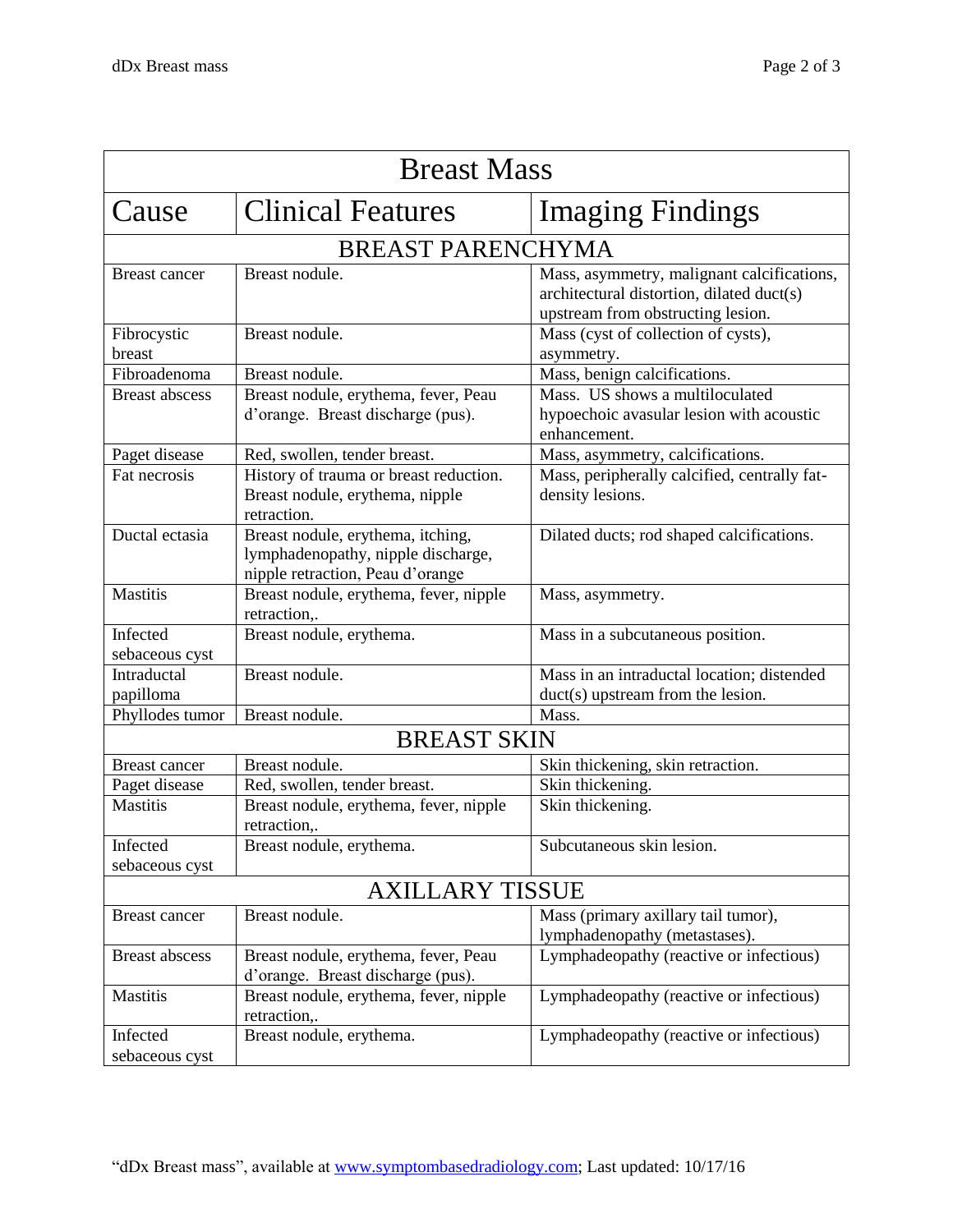# Breast Mass

| Cause | Clinical Features | Imaging Findings |
|---|---|---|
| **BREAST PARENCHYMA** | | |
| Breast cancer | Breast nodule. | Mass, asymmetry, malignant calcifications, architectural distortion, dilated duct(s) upstream from obstructing lesion. |
| Fibrocystic breast | Breast nodule. | Mass (cyst of collection of cysts), asymmetry. |
| Fibroadenoma | Breast nodule. | Mass, benign calcifications. |
| Breast abscess | Breast nodule, erythema, fever, Peau d'orange. Breast discharge (pus). | Mass. US shows a multiloculated hypoechoic avasular lesion with acoustic enhancement. |
| Paget disease | Red, swollen, tender breast. | Mass, asymmetry, calcifications. |
| Fat necrosis | History of trauma or breast reduction. Breast nodule, erythema, nipple retraction. | Mass, peripherally calcified, centrally fat-density lesions. |
| Ductal ectasia | Breast nodule, erythema, itching, lymphadenopathy, nipple discharge, nipple retraction, Peau d'orange | Dilated ducts; rod shaped calcifications. |
| Mastitis | Breast nodule, erythema, fever, nipple retraction,. | Mass, asymmetry. |
| Infected sebaceous cyst | Breast nodule, erythema. | Mass in a subcutaneous position. |
| Intraductal papilloma | Breast nodule. | Mass in an intraductal location; distended duct(s) upstream from the lesion. |
| Phyllodes tumor | Breast nodule. | Mass. |
| **BREAST SKIN** | | |
| Breast cancer | Breast nodule. | Skin thickening, skin retraction. |
| Paget disease | Red, swollen, tender breast. | Skin thickening. |
| Mastitis | Breast nodule, erythema, fever, nipple retraction,. | Skin thickening. |
| Infected sebaceous cyst | Breast nodule, erythema. | Subcutaneous skin lesion. |
| **AXILLARY TISSUE** | | |
| Breast cancer | Breast nodule. | Mass (primary axillary tail tumor), lymphadenopathy (metastases). |
| Breast abscess | Breast nodule, erythema, fever, Peau d'orange. Breast discharge (pus). | Lymphadeopathy (reactive or infectious) |
| Mastitis | Breast nodule, erythema, fever, nipple retraction,. | Lymphadeopathy (reactive or infectious) |
| Infected sebaceous cyst | Breast nodule, erythema. | Lymphadeopathy (reactive or infectious) |

"dDx Breast mass", available at www.symptombasedradiology.com; Last updated: 10/17/16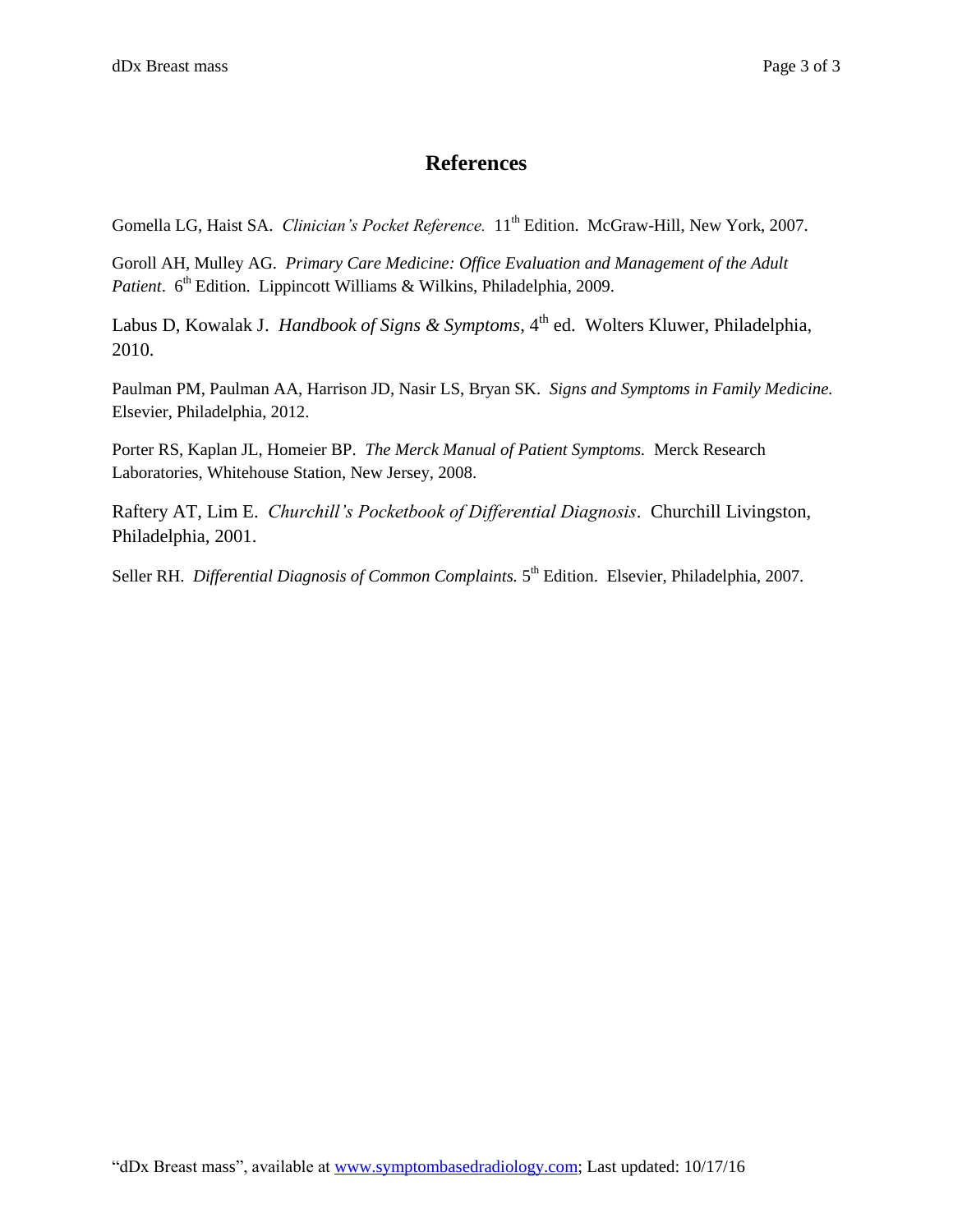## References

Gomella LG, Haist SA. *Clinician's Pocket Reference.* 11th Edition. McGraw-Hill, New York, 2007.

Goroll AH, Mulley AG. *Primary Care Medicine: Office Evaluation and Management of the Adult Patient*. 6th Edition. Lippincott Williams & Wilkins, Philadelphia, 2009.

Labus D, Kowalak J. *Handbook of Signs & Symptoms*, 4th ed. Wolters Kluwer, Philadelphia, 2010.

Paulman PM, Paulman AA, Harrison JD, Nasir LS, Bryan SK. *Signs and Symptoms in Family Medicine.* Elsevier, Philadelphia, 2012.

Porter RS, Kaplan JL, Homeier BP. *The Merck Manual of Patient Symptoms.* Merck Research Laboratories, Whitehouse Station, New Jersey, 2008.

Raftery AT, Lim E. *Churchill's Pocketbook of Differential Diagnosis*. Churchill Livingston, Philadelphia, 2001.

Seller RH. *Differential Diagnosis of Common Complaints.* 5th Edition. Elsevier, Philadelphia, 2007.

"dDx Breast mass", available at www.symptombasedradiology.com; Last updated: 10/17/16